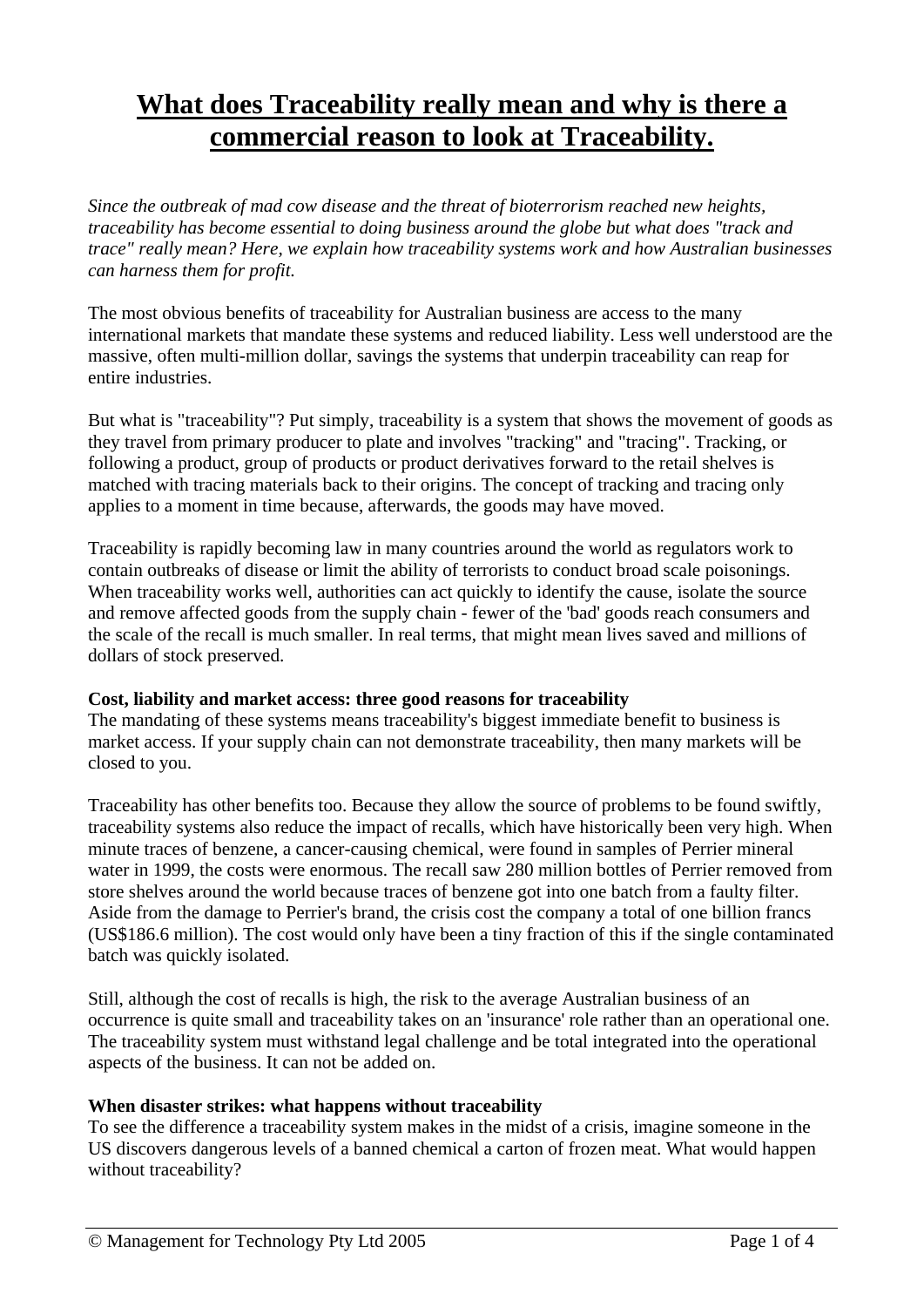# What does Traceability really mean and why is there a commercial reason to look at Traceability.

*Since the outbreak of mad cow disease and the threat of bioterrorism reached new heights, traceability has become essential to doing business around the globe but what does "track and trace" really mean? Here, we explain how traceability systems work and how Australian businesses can harness them for profit.*

The most obvious benefits of traceability for Australian business are access to the many international markets that mandate these systems and reduced liability. Less well understood are the massive, often multi-million dollar, savings the systems that underpin traceability can reap for entire industries.

But what is "traceability"? Put simply, traceability is a system that shows the movement of goods as they travel from primary producer to plate and involves "tracking" and "tracing". Tracking, or following a product, group of products or product derivatives forward to the retail shelves is matched with tracing materials back to their origins. The concept of tracking and tracing only applies to a moment in time because, afterwards, the goods may have moved.

Traceability is rapidly becoming law in many countries around the world as regulators work to contain outbreaks of disease or limit the ability of terrorists to conduct broad scale poisonings. When traceability works well, authorities can act quickly to identify the cause, isolate the source and remove affected goods from the supply chain - fewer of the 'bad' goods reach consumers and the scale of the recall is much smaller. In real terms, that might mean lives saved and millions of dollars of stock preserved.

**Cost, liability and market access: three good reasons for traceability**

The mandating of these systems means traceability's biggest immediate benefit to business is market access. If your supply chain can not demonstrate traceability, then many markets will be closed to you.

Traceability has other benefits too. Because they allow the source of problems to be found swiftly, traceability systems also reduce the impact of recalls, which have historically been very high. When minute traces of benzene, a cancer-causing chemical, were found in samples of Perrier mineral water in 1999, the costs were enormous. The recall saw 280 million bottles of Perrier removed from store shelves around the world because traces of benzene got into one batch from a faulty filter. Aside from the damage to Perrier's brand, the crisis cost the company a total of one billion francs (US$186.6 million). The cost would only have been a tiny fraction of this if the single contaminated batch was quickly isolated.

Still, although the cost of recalls is high, the risk to the average Australian business of an occurrence is quite small and traceability takes on an 'insurance' role rather than an operational one. The traceability system must withstand legal challenge and be total integrated into the operational aspects of the business. It can not be added on.

**When disaster strikes: what happens without traceability**

To see the difference a traceability system makes in the midst of a crisis, imagine someone in the US discovers dangerous levels of a banned chemical a carton of frozen meat. What would happen without traceability?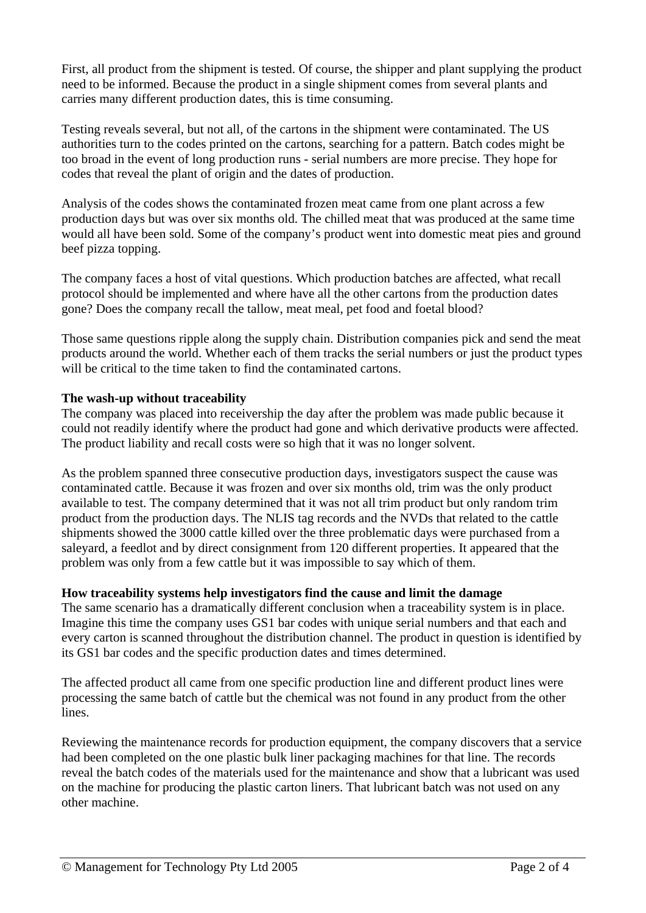First, all product from the shipment is tested. Of course, the shipper and plant supplying the product need to be informed. Because the product in a single shipment comes from several plants and carries many different production dates, this is time consuming.

Testing reveals several, but not all, of the cartons in the shipment were contaminated. The US authorities turn to the codes printed on the cartons, searching for a pattern. Batch codes might be too broad in the event of long production runs - serial numbers are more precise. They hope for codes that reveal the plant of origin and the dates of production.

Analysis of the codes shows the contaminated frozen meat came from one plant across a few production days but was over six months old. The chilled meat that was produced at the same time would all have been sold. Some of the company's product went into domestic meat pies and ground beef pizza topping.

The company faces a host of vital questions. Which production batches are affected, what recall protocol should be implemented and where have all the other cartons from the production dates gone? Does the company recall the tallow, meat meal, pet food and foetal blood?

Those same questions ripple along the supply chain. Distribution companies pick and send the meat products around the world. Whether each of them tracks the serial numbers or just the product types will be critical to the time taken to find the contaminated cartons.

**The wash-up without traceability**

The company was placed into receivership the day after the problem was made public because it could not readily identify where the product had gone and which derivative products were affected. The product liability and recall costs were so high that it was no longer solvent.

As the problem spanned three consecutive production days, investigators suspect the cause was contaminated cattle. Because it was frozen and over six months old, trim was the only product available to test. The company determined that it was not all trim product but only random trim product from the production days. The NLIS tag records and the NVDs that related to the cattle shipments showed the 3000 cattle killed over the three problematic days were purchased from a saleyard, a feedlot and by direct consignment from 120 different properties. It appeared that the problem was only from a few cattle but it was impossible to say which of them.

**How traceability systems help investigators find the cause and limit the damage**

The same scenario has a dramatically different conclusion when a traceability system is in place. Imagine this time the company uses GS1 bar codes with unique serial numbers and that each and every carton is scanned throughout the distribution channel. The product in question is identified by its GS1 bar codes and the specific production dates and times determined.

The affected product all came from one specific production line and different product lines were processing the same batch of cattle but the chemical was not found in any product from the other lines.

Reviewing the maintenance records for production equipment, the company discovers that a service had been completed on the one plastic bulk liner packaging machines for that line. The records reveal the batch codes of the materials used for the maintenance and show that a lubricant was used on the machine for producing the plastic carton liners. That lubricant batch was not used on any other machine.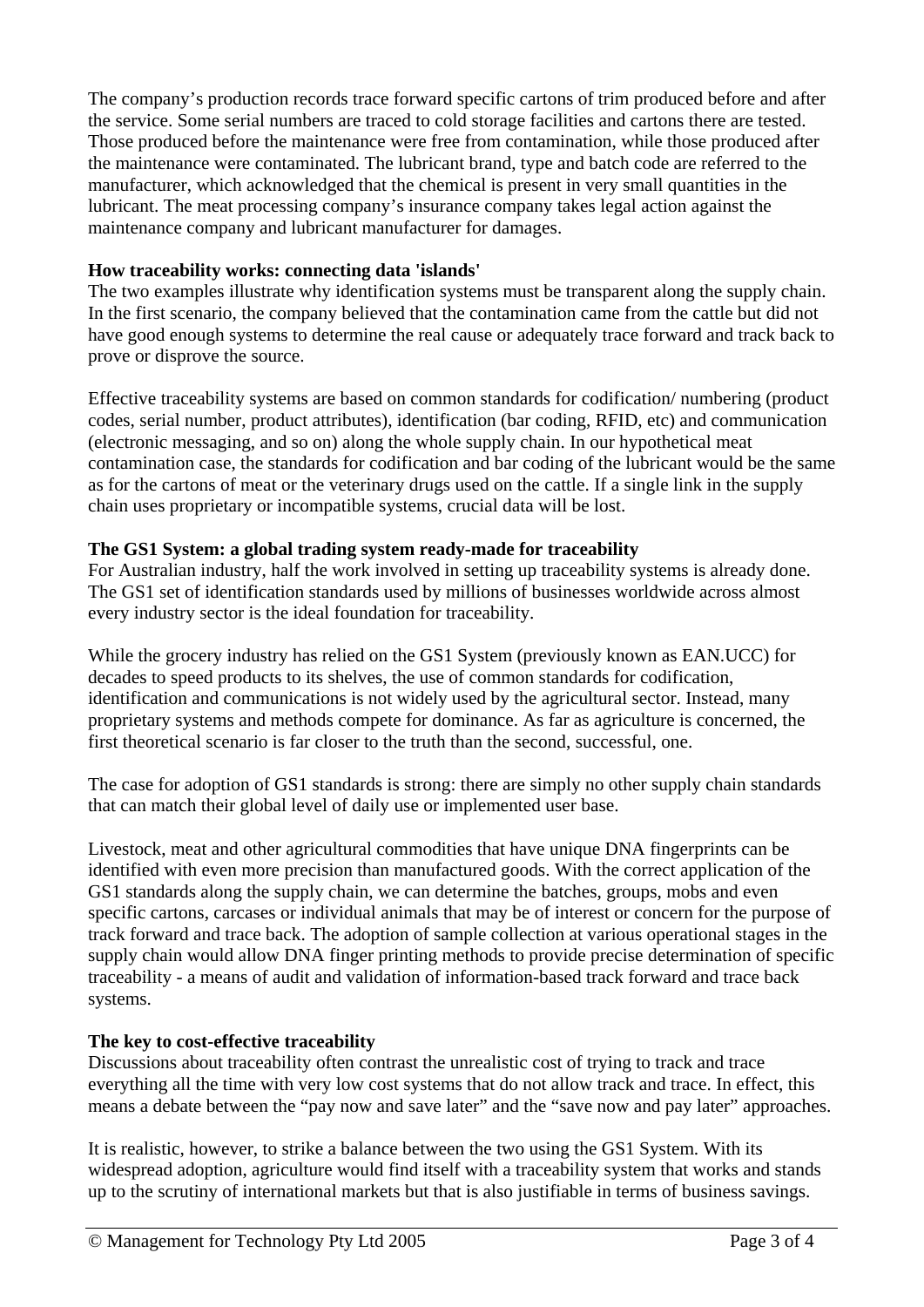The company's production records trace forward specific cartons of trim produced before and after the service. Some serial numbers are traced to cold storage facilities and cartons there are tested. Those produced before the maintenance were free from contamination, while those produced after the maintenance were contaminated. The lubricant brand, type and batch code are referred to the manufacturer, which acknowledged that the chemical is present in very small quantities in the lubricant. The meat processing company's insurance company takes legal action against the maintenance company and lubricant manufacturer for damages.

**How traceability works: connecting data 'islands'**

The two examples illustrate why identification systems must be transparent along the supply chain. In the first scenario, the company believed that the contamination came from the cattle but did not have good enough systems to determine the real cause or adequately trace forward and track back to prove or disprove the source.

Effective traceability systems are based on common standards for codification/ numbering (product codes, serial number, product attributes), identification (bar coding, RFID, etc) and communication (electronic messaging, and so on) along the whole supply chain. In our hypothetical meat contamination case, the standards for codification and bar coding of the lubricant would be the same as for the cartons of meat or the veterinary drugs used on the cattle. If a single link in the supply chain uses proprietary or incompatible systems, crucial data will be lost.

**The GS1 System: a global trading system ready-made for traceability**

For Australian industry, half the work involved in setting up traceability systems is already done. The GS1 set of identification standards used by millions of businesses worldwide across almost every industry sector is the ideal foundation for traceability.

While the grocery industry has relied on the GS1 System (previously known as EAN.UCC) for decades to speed products to its shelves, the use of common standards for codification, identification and communications is not widely used by the agricultural sector. Instead, many proprietary systems and methods compete for dominance. As far as agriculture is concerned, the first theoretical scenario is far closer to the truth than the second, successful, one.

The case for adoption of GS1 standards is strong: there are simply no other supply chain standards that can match their global level of daily use or implemented user base.

Livestock, meat and other agricultural commodities that have unique DNA fingerprints can be identified with even more precision than manufactured goods. With the correct application of the GS1 standards along the supply chain, we can determine the batches, groups, mobs and even specific cartons, carcases or individual animals that may be of interest or concern for the purpose of track forward and trace back. The adoption of sample collection at various operational stages in the supply chain would allow DNA finger printing methods to provide precise determination of specific traceability - a means of audit and validation of information-based track forward and trace back systems.

**The key to cost-effective traceability**

Discussions about traceability often contrast the unrealistic cost of trying to track and trace everything all the time with very low cost systems that do not allow track and trace. In effect, this means a debate between the "pay now and save later" and the "save now and pay later" approaches.

It is realistic, however, to strike a balance between the two using the GS1 System. With its widespread adoption, agriculture would find itself with a traceability system that works and stands up to the scrutiny of international markets but that is also justifiable in terms of business savings.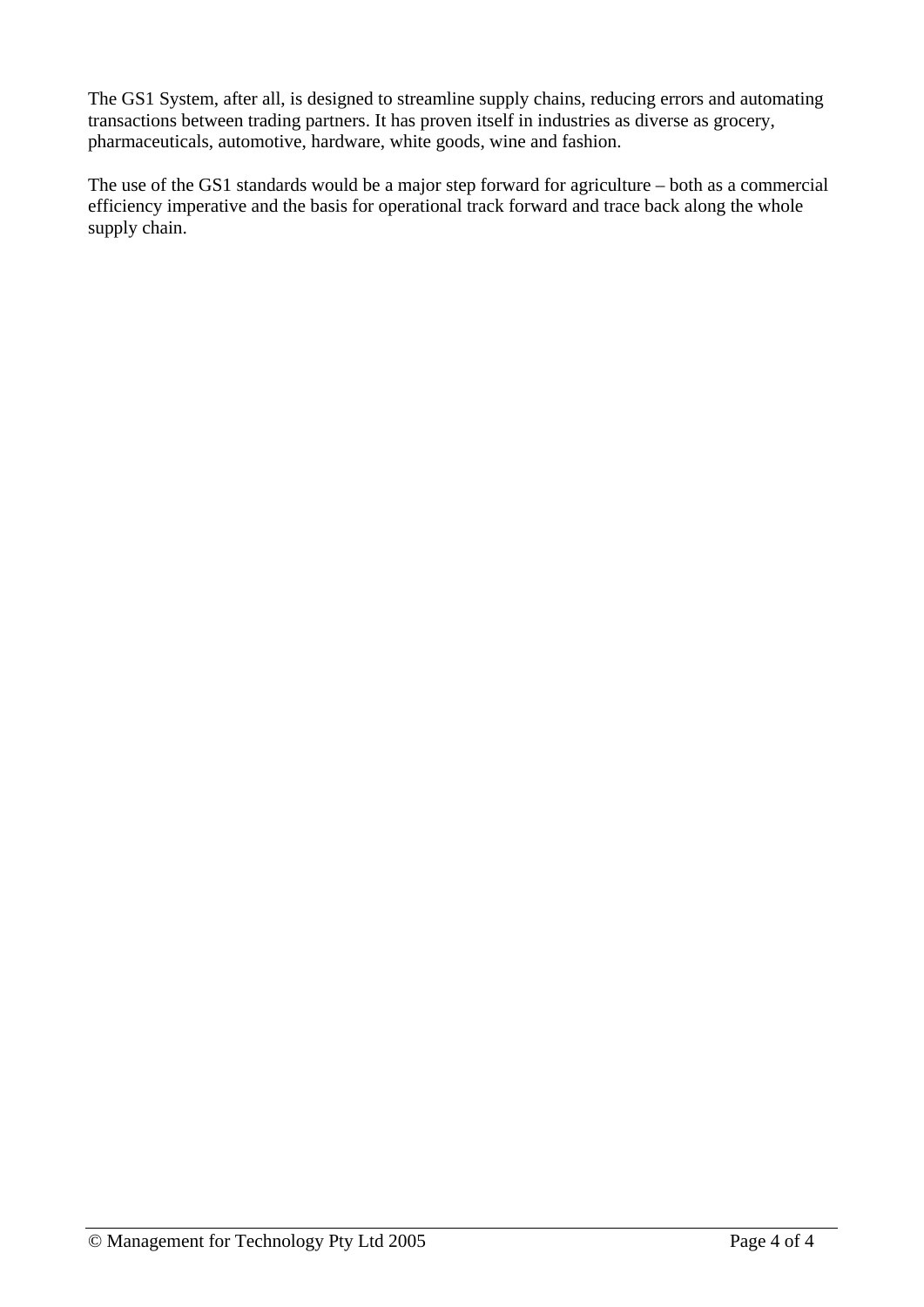The GS1 System, after all, is designed to streamline supply chains, reducing errors and automating transactions between trading partners. It has proven itself in industries as diverse as grocery, pharmaceuticals, automotive, hardware, white goods, wine and fashion.

The use of the GS1 standards would be a major step forward for agriculture – both as a commercial efficiency imperative and the basis for operational track forward and trace back along the whole supply chain.